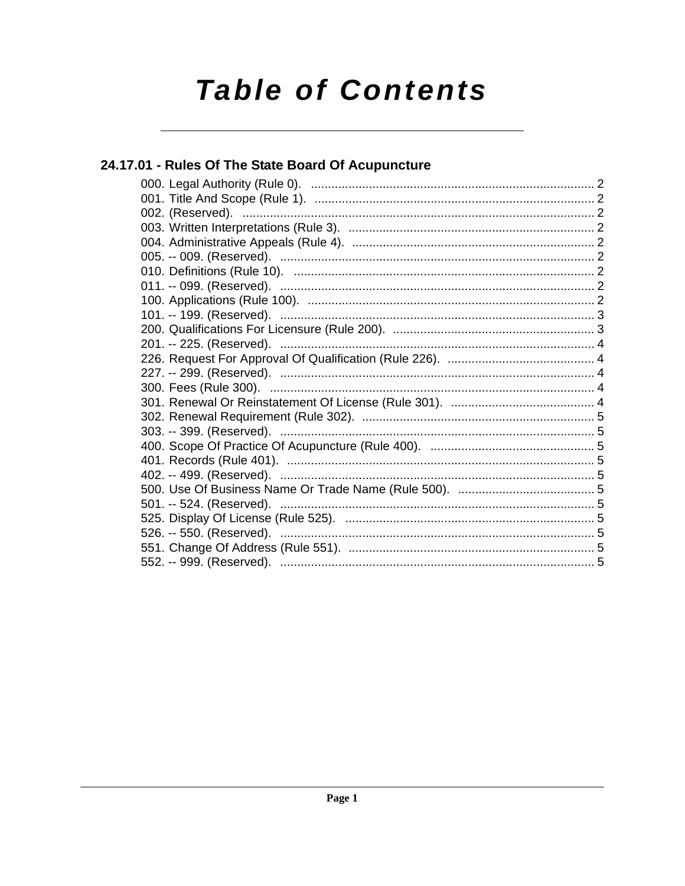# Table of Contents

## 24.17.01 - Rules Of The State Board Of Acupuncture

000. Legal Authority (Rule 0). .......... 2
001. Title And Scope (Rule 1). .......... 2
002. (Reserved). .......... 2
003. Written Interpretations (Rule 3). .......... 2
004. Administrative Appeals (Rule 4). .......... 2
005. -- 009. (Reserved). .......... 2
010. Definitions (Rule 10). .......... 2
011. -- 099. (Reserved). .......... 2
100. Applications (Rule 100). .......... 2
101. -- 199. (Reserved). .......... 3
200. Qualifications For Licensure (Rule 200). .......... 3
201. -- 225. (Reserved). .......... 4
226. Request For Approval Of Qualification (Rule 226). .......... 4
227. -- 299. (Reserved). .......... 4
300. Fees (Rule 300). .......... 4
301. Renewal Or Reinstatement Of License (Rule 301). .......... 4
302. Renewal Requirement (Rule 302). .......... 5
303. -- 399. (Reserved). .......... 5
400. Scope Of Practice Of Acupuncture (Rule 400). .......... 5
401. Records (Rule 401). .......... 5
402. -- 499. (Reserved). .......... 5
500. Use Of Business Name Or Trade Name (Rule 500). .......... 5
501. -- 524. (Reserved). .......... 5
525. Display Of License (Rule 525). .......... 5
526. -- 550. (Reserved). .......... 5
551. Change Of Address (Rule 551). .......... 5
552. -- 999. (Reserved). .......... 5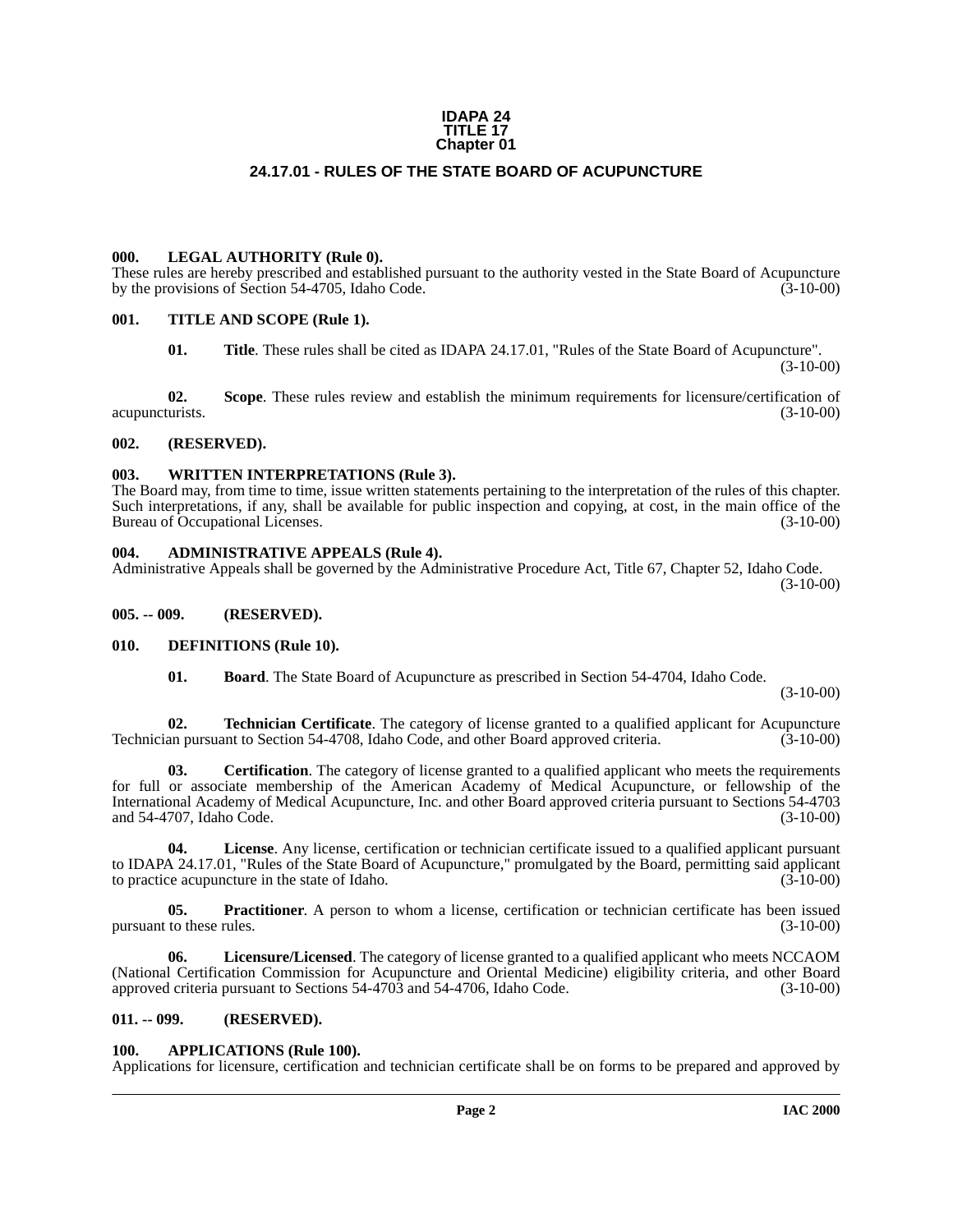**IDAPA 24**
**TITLE 17**
**Chapter 01**

# 24.17.01 - RULES OF THE STATE BOARD OF ACUPUNCTURE

## 000. LEGAL AUTHORITY (Rule 0).

These rules are hereby prescribed and established pursuant to the authority vested in the State Board of Acupuncture by the provisions of Section 54-4705, Idaho Code. (3-10-00)

## 001. TITLE AND SCOPE (Rule 1).

**01. Title**. These rules shall be cited as IDAPA 24.17.01, "Rules of the State Board of Acupuncture". (3-10-00)

**02. Scope**. These rules review and establish the minimum requirements for licensure/certification of acupuncturists. (3-10-00)

## 002. (RESERVED).

## 003. WRITTEN INTERPRETATIONS (Rule 3).

The Board may, from time to time, issue written statements pertaining to the interpretation of the rules of this chapter. Such interpretations, if any, shall be available for public inspection and copying, at cost, in the main office of the Bureau of Occupational Licenses. (3-10-00)

## 004. ADMINISTRATIVE APPEALS (Rule 4).

Administrative Appeals shall be governed by the Administrative Procedure Act, Title 67, Chapter 52, Idaho Code. (3-10-00)

## 005. -- 009. (RESERVED).

## 010. DEFINITIONS (Rule 10).

**01. Board**. The State Board of Acupuncture as prescribed in Section 54-4704, Idaho Code. (3-10-00)

**02. Technician Certificate**. The category of license granted to a qualified applicant for Acupuncture Technician pursuant to Section 54-4708, Idaho Code, and other Board approved criteria. (3-10-00)

**03. Certification**. The category of license granted to a qualified applicant who meets the requirements for full or associate membership of the American Academy of Medical Acupuncture, or fellowship of the International Academy of Medical Acupuncture, Inc. and other Board approved criteria pursuant to Sections 54-4703 and 54-4707, Idaho Code. (3-10-00)

**04. License**. Any license, certification or technician certificate issued to a qualified applicant pursuant to IDAPA 24.17.01, "Rules of the State Board of Acupuncture," promulgated by the Board, permitting said applicant to practice acupuncture in the state of Idaho. (3-10-00)

**05. Practitioner**. A person to whom a license, certification or technician certificate has been issued pursuant to these rules. (3-10-00)

**06. Licensure/Licensed**. The category of license granted to a qualified applicant who meets NCCAOM (National Certification Commission for Acupuncture and Oriental Medicine) eligibility criteria, and other Board approved criteria pursuant to Sections 54-4703 and 54-4706, Idaho Code. (3-10-00)

## 011. -- 099. (RESERVED).

## 100. APPLICATIONS (Rule 100).

Applications for licensure, certification and technician certificate shall be on forms to be prepared and approved by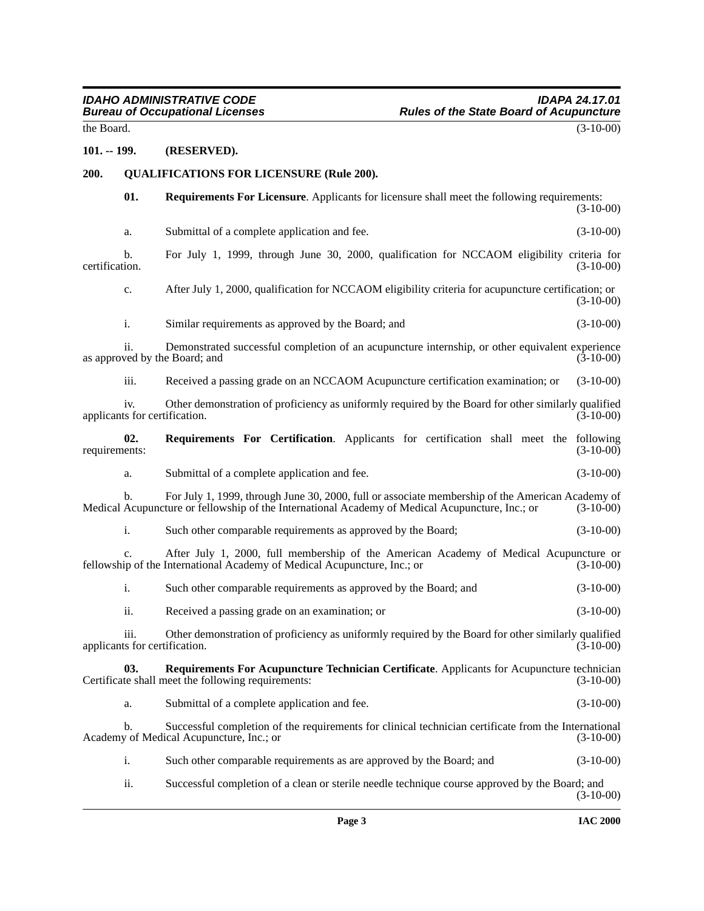the Board. (3-10-00)

**101. -- 199. (RESERVED).**

**200. QUALIFICATIONS FOR LICENSURE (Rule 200).**

**01. Requirements For Licensure**. Applicants for licensure shall meet the following requirements: (3-10-00)

a. Submittal of a complete application and fee. (3-10-00)

b. For July 1, 1999, through June 30, 2000, qualification for NCCAOM eligibility criteria for certification. (3-10-00)

c. After July 1, 2000, qualification for NCCAOM eligibility criteria for acupuncture certification; or (3-10-00)

i. Similar requirements as approved by the Board; and (3-10-00)

ii. Demonstrated successful completion of an acupuncture internship, or other equivalent experience as approved by the Board; and (3-10-00)

iii. Received a passing grade on an NCCAOM Acupuncture certification examination; or (3-10-00)

iv. Other demonstration of proficiency as uniformly required by the Board for other similarly qualified applicants for certification. (3-10-00)

**02. Requirements For Certification**. Applicants for certification shall meet the following requirements: (3-10-00)

a. Submittal of a complete application and fee. (3-10-00)

b. For July 1, 1999, through June 30, 2000, full or associate membership of the American Academy of Medical Acupuncture or fellowship of the International Academy of Medical Acupuncture, Inc.; or (3-10-00)

i. Such other comparable requirements as approved by the Board; (3-10-00)

c. After July 1, 2000, full membership of the American Academy of Medical Acupuncture or fellowship of the International Academy of Medical Acupuncture, Inc.; or (3-10-00)

i. Such other comparable requirements as approved by the Board; and (3-10-00)

ii. Received a passing grade on an examination; or (3-10-00)

iii. Other demonstration of proficiency as uniformly required by the Board for other similarly qualified applicants for certification. (3-10-00)

**03. Requirements For Acupuncture Technician Certificate**. Applicants for Acupuncture technician Certificate shall meet the following requirements: (3-10-00)

a. Submittal of a complete application and fee. (3-10-00)

b. Successful completion of the requirements for clinical technician certificate from the International Academy of Medical Acupuncture, Inc.; or (3-10-00)

i. Such other comparable requirements as are approved by the Board; and (3-10-00)

ii. Successful completion of a clean or sterile needle technique course approved by the Board; and (3-10-00)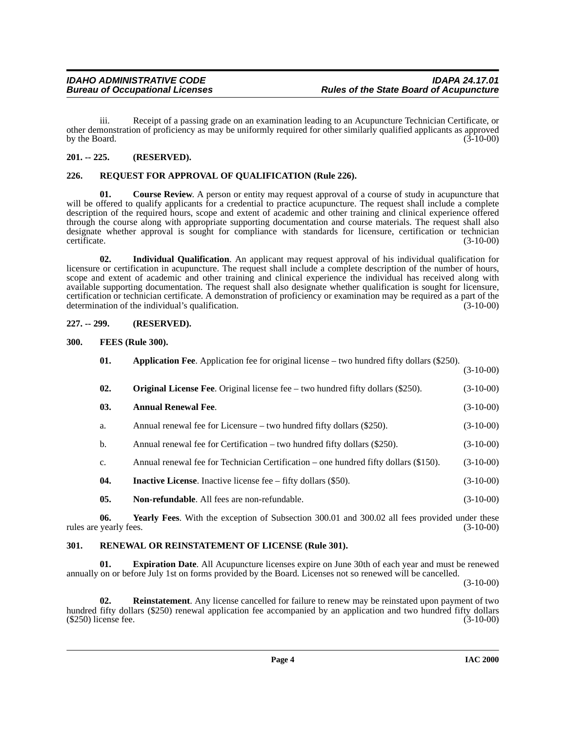iii. Receipt of a passing grade on an examination leading to an Acupuncture Technician Certificate, or other demonstration of proficiency as may be uniformly required for other similarly qualified applicants as approved by the Board. (3-10-00)

**201. -- 225. (RESERVED).**

**226. REQUEST FOR APPROVAL OF QUALIFICATION (Rule 226).**

**01. Course Review**. A person or entity may request approval of a course of study in acupuncture that will be offered to qualify applicants for a credential to practice acupuncture. The request shall include a complete description of the required hours, scope and extent of academic and other training and clinical experience offered through the course along with appropriate supporting documentation and course materials. The request shall also designate whether approval is sought for compliance with standards for licensure, certification or technician certificate. (3-10-00)

**02. Individual Qualification**. An applicant may request approval of his individual qualification for licensure or certification in acupuncture. The request shall include a complete description of the number of hours, scope and extent of academic and other training and clinical experience the individual has received along with available supporting documentation. The request shall also designate whether qualification is sought for licensure, certification or technician certificate. A demonstration of proficiency or examination may be required as a part of the determination of the individual's qualification. (3-10-00)

**227. -- 299. (RESERVED).**

**300. FEES (Rule 300).**

**01. Application Fee**. Application fee for original license – two hundred fifty dollars ($250). (3-10-00)

**02. Original License Fee**. Original license fee – two hundred fifty dollars ($250). (3-10-00)

**03. Annual Renewal Fee**. (3-10-00)

a. Annual renewal fee for Licensure – two hundred fifty dollars ($250). (3-10-00)

b. Annual renewal fee for Certification – two hundred fifty dollars ($250). (3-10-00)

c. Annual renewal fee for Technician Certification – one hundred fifty dollars ($150). (3-10-00)

**04. Inactive License**. Inactive license fee – fifty dollars ($50). (3-10-00)

**05. Non-refundable**. All fees are non-refundable. (3-10-00)

**06. Yearly Fees**. With the exception of Subsection 300.01 and 300.02 all fees provided under these rules are yearly fees. (3-10-00)

**301. RENEWAL OR REINSTATEMENT OF LICENSE (Rule 301).**

**01. Expiration Date**. All Acupuncture licenses expire on June 30th of each year and must be renewed annually on or before July 1st on forms provided by the Board. Licenses not so renewed will be cancelled. (3-10-00)

**02. Reinstatement**. Any license cancelled for failure to renew may be reinstated upon payment of two hundred fifty dollars ($250) renewal application fee accompanied by an application and two hundred fifty dollars ($250) license fee. (3-10-00)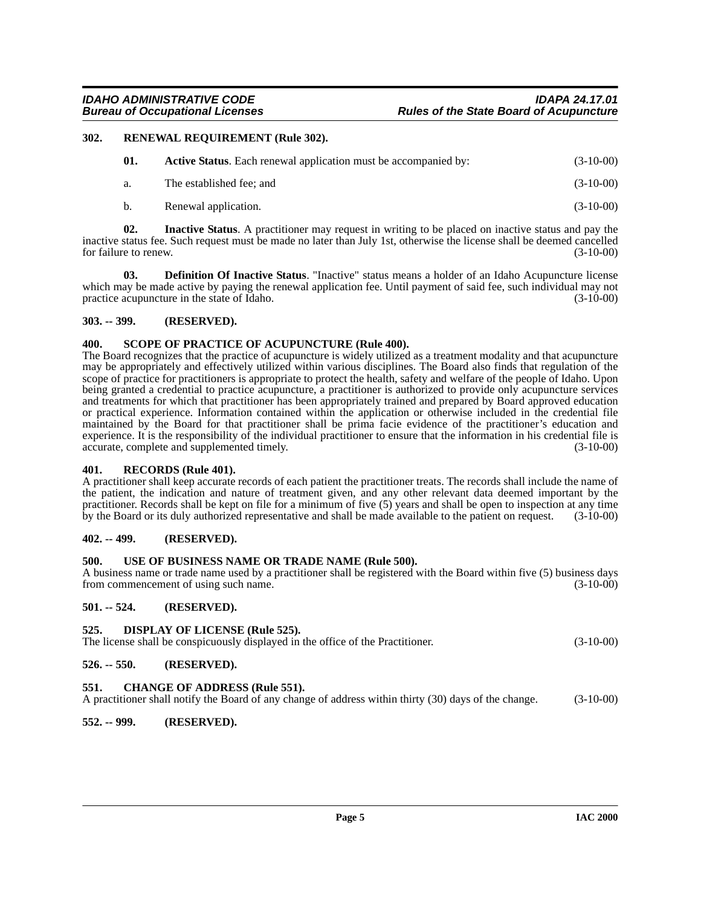### 302. RENEWAL REQUIREMENT (Rule 302).

**01. Active Status**. Each renewal application must be accompanied by: (3-10-00)

a. The established fee; and (3-10-00)

b. Renewal application. (3-10-00)

**02. Inactive Status**. A practitioner may request in writing to be placed on inactive status and pay the inactive status fee. Such request must be made no later than July 1st, otherwise the license shall be deemed cancelled for failure to renew. (3-10-00)

**03. Definition Of Inactive Status**. "Inactive" status means a holder of an Idaho Acupuncture license which may be made active by paying the renewal application fee. Until payment of said fee, such individual may not practice acupuncture in the state of Idaho. (3-10-00)

### 303. -- 399. (RESERVED).

### 400. SCOPE OF PRACTICE OF ACUPUNCTURE (Rule 400).

The Board recognizes that the practice of acupuncture is widely utilized as a treatment modality and that acupuncture may be appropriately and effectively utilized within various disciplines. The Board also finds that regulation of the scope of practice for practitioners is appropriate to protect the health, safety and welfare of the people of Idaho. Upon being granted a credential to practice acupuncture, a practitioner is authorized to provide only acupuncture services and treatments for which that practitioner has been appropriately trained and prepared by Board approved education or practical experience. Information contained within the application or otherwise included in the credential file maintained by the Board for that practitioner shall be prima facie evidence of the practitioner's education and experience. It is the responsibility of the individual practitioner to ensure that the information in his credential file is accurate, complete and supplemented timely. (3-10-00)

### 401. RECORDS (Rule 401).

A practitioner shall keep accurate records of each patient the practitioner treats. The records shall include the name of the patient, the indication and nature of treatment given, and any other relevant data deemed important by the practitioner. Records shall be kept on file for a minimum of five (5) years and shall be open to inspection at any time by the Board or its duly authorized representative and shall be made available to the patient on request. (3-10-00)

### 402. -- 499. (RESERVED).

### 500. USE OF BUSINESS NAME OR TRADE NAME (Rule 500).

A business name or trade name used by a practitioner shall be registered with the Board within five (5) business days from commencement of using such name. (3-10-00)

### 501. -- 524. (RESERVED).

### 525. DISPLAY OF LICENSE (Rule 525).

The license shall be conspicuously displayed in the office of the Practitioner. (3-10-00)

### 526. -- 550. (RESERVED).

### 551. CHANGE OF ADDRESS (Rule 551).

A practitioner shall notify the Board of any change of address within thirty (30) days of the change. (3-10-00)

### 552. -- 999. (RESERVED).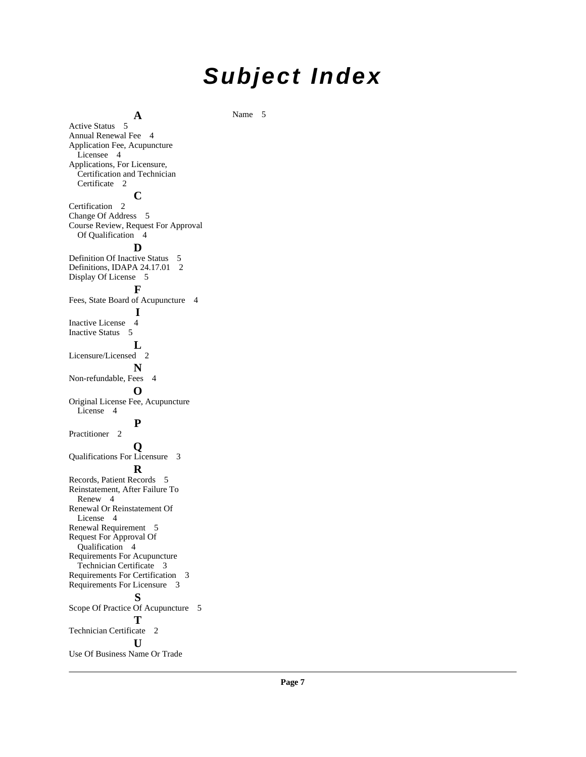# Subject Index

**A**

Active Status 5
Annual Renewal Fee 4
Application Fee, Acupuncture Licensee 4
Applications, For Licensure, Certification and Technician Certificate 2

**C**

Certification 2
Change Of Address 5
Course Review, Request For Approval Of Qualification 4

**D**

Definition Of Inactive Status 5
Definitions, IDAPA 24.17.01 2
Display Of License 5

**F**

Fees, State Board of Acupuncture 4

**I**

Inactive License 4
Inactive Status 5

**L**

Licensure/Licensed 2

**N**

Non-refundable, Fees 4

**O**

Original License Fee, Acupuncture License 4

**P**

Practitioner 2

**Q**

Qualifications For Licensure 3

**R**

Records, Patient Records 5
Reinstatement, After Failure To Renew 4
Renewal Or Reinstatement Of License 4
Renewal Requirement 5
Request For Approval Of Qualification 4
Requirements For Acupuncture Technician Certificate 3
Requirements For Certification 3
Requirements For Licensure 3

**S**

Scope Of Practice Of Acupuncture 5

**T**

Technician Certificate 2

**U**

Use Of Business Name Or Trade Name 5